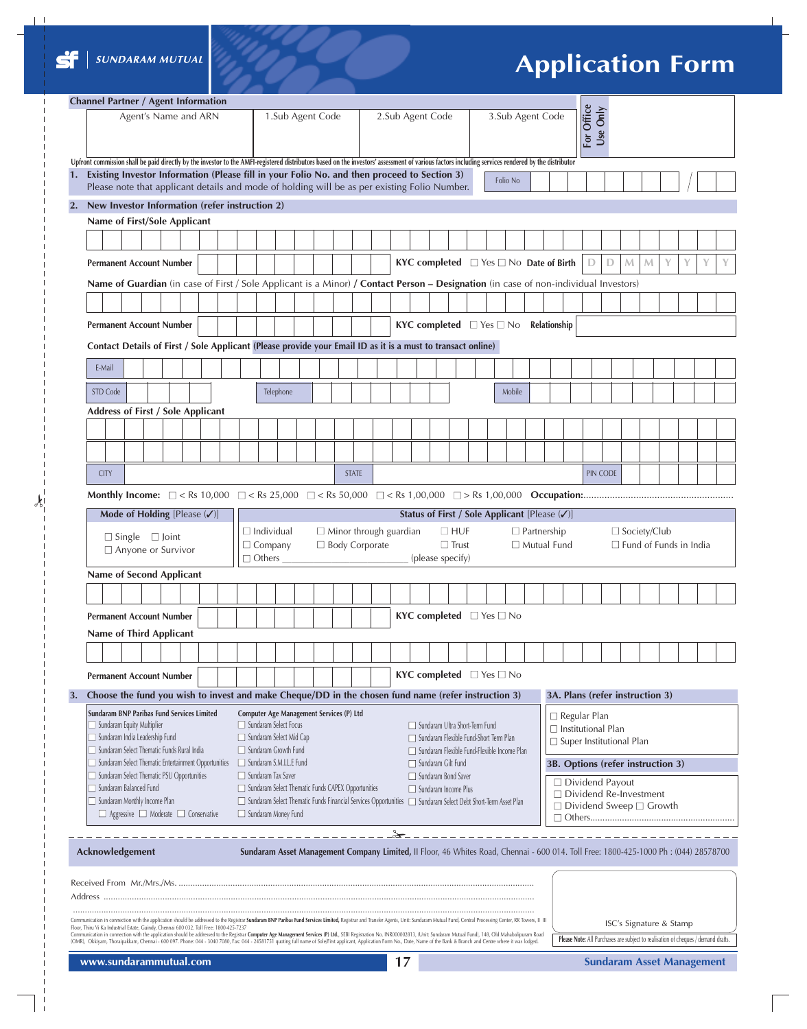# SUNDARAM MUTUAL

# Application Form

**Channel Partner / Agent Information**

| Agent's Name and ARN | 1.Sub Agent Code | 2.Sub Agent Code | 3.Sub Agent Code | For Office Use Only |
|---|---|---|---|---|
| | | | | |

Upfront commission shall be paid directly by the investor to the AMFI-registered distributors based on the investors' assessment of various factors including services rendered by the distributor

**1. Existing Investor Information (Please fill in your Folio No. and then proceed to Section 3)**
Please note that applicant details and mode of holding will be as per existing Folio Number.

Folio No

**2. New Investor Information (refer instruction 2)**

**Name of First/Sole Applicant**

**Permanent Account Number** | **KYC completed** ☐ Yes ☐ No | **Date of Birth** D D M M Y Y Y Y

**Name of Guardian** (in case of First / Sole Applicant is a Minor) / **Contact Person – Designation** (in case of non-individual Investors)

**Permanent Account Number** | **KYC completed** ☐ Yes ☐ No | **Relationship**

**Contact Details of First / Sole Applicant (Please provide your Email ID as it is a must to transact online)**

E-Mail

STD Code | Telephone | Mobile

**Address of First / Sole Applicant**

CITY | STATE | PIN CODE

**Monthly Income:** ☐ < Rs 10,000 ☐ < Rs 25,000 ☐ < Rs 50,000 ☐ < Rs 1,00,000 ☐ > Rs 1,00,000 **Occupation:**.........................................................

**Mode of Holding** [Please (✓)]
☐ Single ☐ Joint
☐ Anyone or Survivor

**Status of First / Sole Applicant** [Please (✓)]
☐ Individual ☐ Minor through guardian ☐ HUF ☐ Partnership ☐ Society/Club
☐ Company ☐ Body Corporate ☐ Trust ☐ Mutual Fund ☐ Fund of Funds in India
☐ Others _______________________ (please specify)

**Name of Second Applicant**

**Permanent Account Number** | **KYC completed** ☐ Yes ☐ No

**Name of Third Applicant**

**Permanent Account Number** | **KYC completed** ☐ Yes ☐ No

**3. Choose the fund you wish to invest and make Cheque/DD in the chosen fund name (refer instruction 3)**

**Sundaram BNP Paribas Fund Services Limited**
- ☐ Sundaram Equity Multiplier
- ☐ Sundaram India Leadership Fund
- ☐ Sundaram Select Thematic Funds Rural India
- ☐ Sundaram Select Thematic Entertainment Opportunities
- ☐ Sundaram Select Thematic PSU Opportunities
- ☐ Sundaram Balanced Fund
- ☐ Sundaram Monthly Income Plan
  - ☐ Aggressive ☐ Moderate ☐ Conservative

**Computer Age Management Services (P) Ltd**
- ☐ Sundaram Select Focus
- ☐ Sundaram Select Mid Cap
- ☐ Sundaram Growth Fund
- ☐ Sundaram S.M.I.L.E Fund
- ☐ Sundaram Tax Saver
- ☐ Sundaram Select Thematic Funds CAPEX Opportunities
- ☐ Sundaram Select Thematic Funds Financial Services Opportunities
- ☐ Sundaram Money Fund
- ☐ Sundaram Ultra Short-Term Fund
- ☐ Sundaram Flexible Fund-Short Term Plan
- ☐ Sundaram Flexible Fund-Flexible Income Plan
- ☐ Sundaram Gilt Fund
- ☐ Sundaram Bond Saver
- ☐ Sundaram Income Plus
- ☐ Sundaram Select Debt Short-Term Asset Plan

**3A. Plans (refer instruction 3)**
- ☐ Regular Plan
- ☐ Institutional Plan
- ☐ Super Institutional Plan

**3B. Options (refer instruction 3)**
- ☐ Dividend Payout
- ☐ Dividend Re-Investment
- ☐ Dividend Sweep ☐ Growth
- ☐ Others..........................................................

---

**Acknowledgement**

**Sundaram Asset Management Company Limited,** II Floor, 46 Whites Road, Chennai - 600 014. Toll Free: 1800-425-1000 Ph : (044) 28578700

Received From Mr./Mrs./Ms. .........................................................................................................................................

Address .........................................................................................................................................................................

.......................................................................................................................................................................................

Communication in connection with the application should be addressed to the Registrar **Sundaram BNP Paribas Fund Services Limited,** Registrar and Transfer Agents, Unit: Sundaram Mutual Fund, Central Processing Center, RR Towers, II III Floor, Thiru Vi Ka Industrial Estate, Guindy, Chennai 600 032. Toll Free: 1800-425-7237

Communication in connection with the application should be addressed to the Registrar **Computer Age Management Services (P) Ltd.,** SEBI Registration No. INR000002813, (Unit: Sundaram Mutual Fund), 148, Old Mahabalipuram Road (OMR), Okkiyam, Thoraipakkam, Chennai - 600 097. Phone: 044 - 3040 7080, Fax: 044 - 24581751 quoting full name of Sole/First applicant, Application Form No., Date, Name of the Bank & Branch and Centre where it was lodged.

ISC's Signature & Stamp

**Please Note:** All Purchases are subject to realisation of cheques / demand drafts.

www.sundarammutual.com | Sundaram Asset Management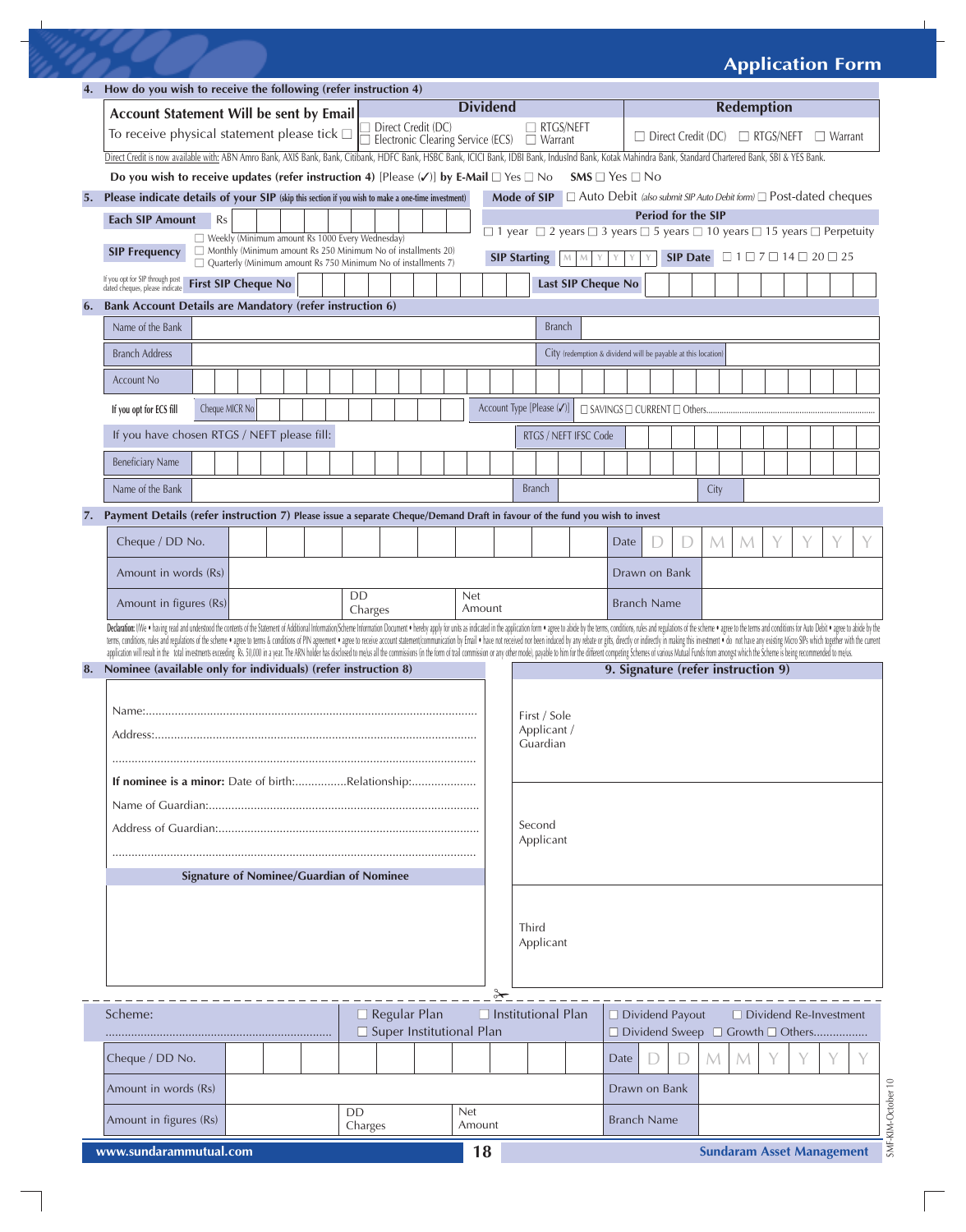# Application Form

## 4. How do you wish to receive the following (refer instruction 4)

| Account Statement Will be sent by Email | Dividend | Redemption |
|---|---|---|
| To receive physical statement please tick ☐ | ☐ Direct Credit (DC) ☐ Electronic Clearing Service (ECS) ☐ RTGS/NEFT ☐ Warrant | ☐ Direct Credit (DC) ☐ RTGS/NEFT ☐ Warrant |

Direct Credit is now available with: ABN Amro Bank, AXIS Bank, Bank, Citibank, HDFC Bank, HSBC Bank, ICICI Bank, IDBI Bank, IndusInd Bank, Kotak Mahindra Bank, Standard Chartered Bank, SBI & YES Bank.

**Do you wish to receive updates (refer instruction 4)** [Please (✓)] **by E-Mail** ☐ Yes ☐ No **SMS** ☐ Yes ☐ No

## 5. Please indicate details of your SIP (skip this section if you wish to make a one-time investment)

**Mode of SIP** ☐ Auto Debit *(also submit SIP Auto Debit form)* ☐ Post-dated cheques

**Each SIP Amount** Rs

**Period for the SIP**
☐ 1 year ☐ 2 years ☐ 3 years ☐ 5 years ☐ 10 years ☐ 15 years ☐ Perpetuity

**SIP Frequency**
- ☐ Weekly (Minimum amount Rs 1000 Every Wednesday)
- ☐ Monthly (Minimum amount Rs 250 Minimum No of installments 20)
- ☐ Quarterly (Minimum amount Rs 750 Minimum No of installments 7)

**SIP Starting** M M Y Y Y Y **SIP Date** ☐ 1 ☐ 7 ☐ 14 ☐ 20 ☐ 25

If you opt for SIP through post dated cheques, please indicate **First SIP Cheque No** ____ **Last SIP Cheque No** ____

## 6. Bank Account Details are Mandatory (refer instruction 6)

| | | | |
|---|---|---|---|
| Name of the Bank | | Branch | |
| Branch Address | | City (redemption & dividend will be payable at this location) | |
| Account No | | | |
| If you opt for ECS fill | Cheque MICR No | Account Type [Please (✓)] | ☐ SAVINGS ☐ CURRENT ☐ Others.................... |
| If you have chosen RTGS / NEFT please fill: | | RTGS / NEFT IFSC Code | |
| Beneficiary Name | | | |
| Name of the Bank | | Branch | City |

## 7. Payment Details (refer instruction 7) Please issue a separate Cheque/Demand Draft in favour of the fund you wish to invest

| | | | | | |
|---|---|---|---|---|---|
| Cheque / DD No. | | | | Date | D D M M Y Y Y Y |
| Amount in words (Rs) | | | | Drawn on Bank | |
| Amount in figures (Rs) | | DD Charges | Net Amount | Branch Name | |

**Declaration:** I/We • having read and understood the contents of the Statement of Additional Information/Scheme Information Document • hereby apply for units as indicated in the application form • agree to abide by the terms, conditions, rules and regulations of the scheme • agree to the terms and conditions for Auto Debit • agree to abide by the terms, conditions, rules and regulations of the scheme • agree to terms & conditions of PIN agreement • agree to receive account statement/communication by Email • have not received nor been induced by any rebate or gifts, directly or indirectly in making this investment • do not have any existing Micro SIPs which together with the current application will result in the total investments exceeding Rs. 50,000 in a year. The ARN holder has disclosed to me/us all the commissions (in the form of trail commission or any other mode), payable to him for the different competing Schemes of various Mutual Funds from amongst which the Scheme is being recommended to me/us.

## 8. Nominee (available only for individuals) (refer instruction 8)

Name:......................................................................................

Address:...................................................................................

...............................................................................................

**If nominee is a minor:** Date of birth:................Relationship:...................

Name of Guardian:...................................................................

Address of Guardian:................................................................

...............................................................................................

**Signature of Nominee/Guardian of Nominee**

## 9. Signature (refer instruction 9)

First / Sole Applicant / Guardian

Second Applicant

Third Applicant

---

| Scheme: | ☐ Regular Plan ☐ Super Institutional Plan | ☐ Institutional Plan | ☐ Dividend Payout ☐ Dividend Re-Investment ☐ Dividend Sweep ☐ Growth ☐ Others................. |
|---|---|---|---|

| | | | | | |
|---|---|---|---|---|---|
| Cheque / DD No. | | | | Date | D D M M Y Y Y Y |
| Amount in words (Rs) | | | | Drawn on Bank | |
| Amount in figures (Rs) | | DD Charges | Net Amount | Branch Name | |

www.sundarammutual.com — Sundaram Asset Management

SMF-KIM-October 10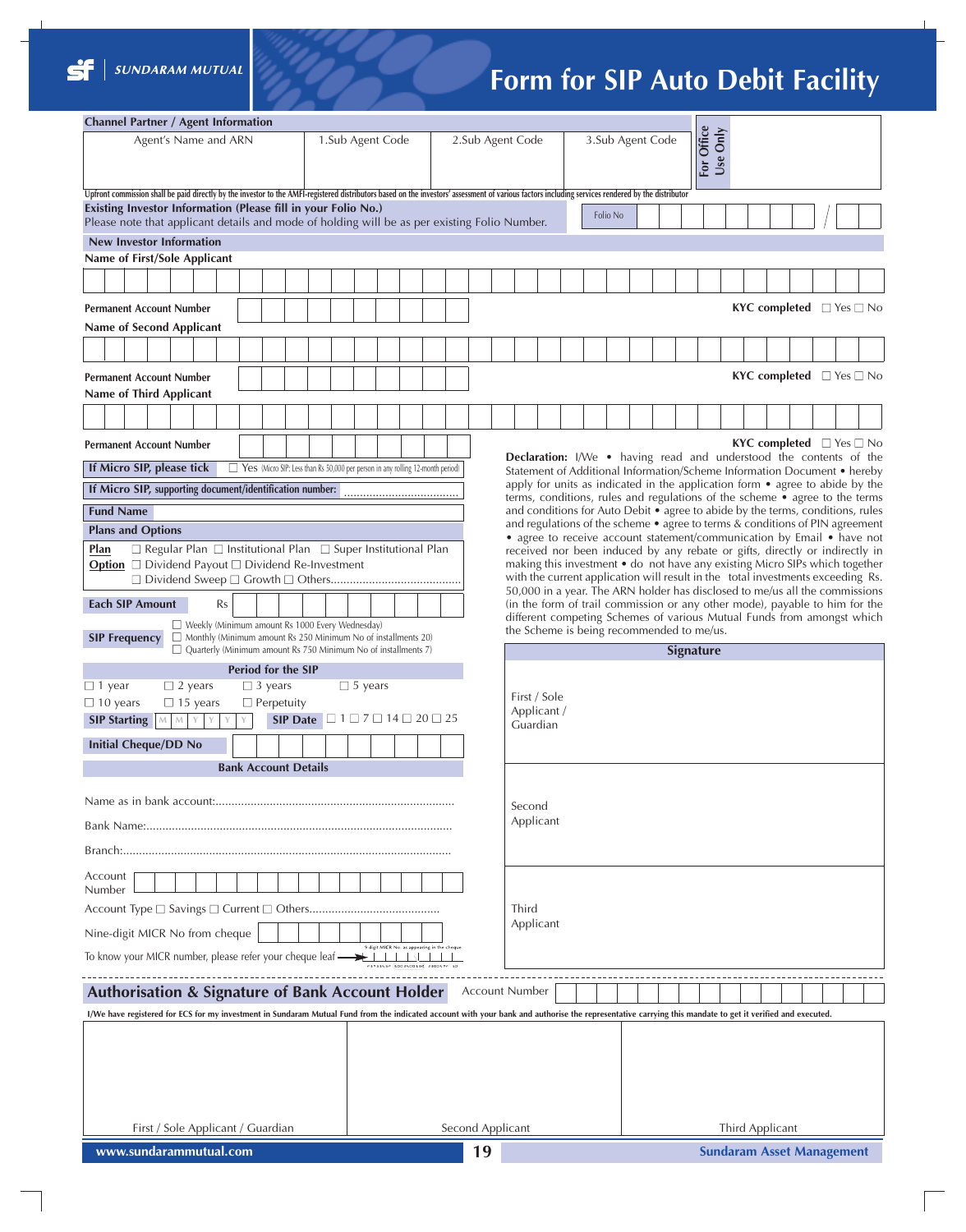# Form for SIP Auto Debit Facility

SUNDARAM MUTUAL

**Channel Partner / Agent Information**

| Agent's Name and ARN | 1.Sub Agent Code | 2.Sub Agent Code | 3.Sub Agent Code | For Office Use Only |
|---|---|---|---|---|
| | | | | |

Upfront commission shall be paid directly by the investor to the AMFI-registered distributors based on the investors' assessment of various factors including services rendered by the distributor

**Existing Investor Information (Please fill in your Folio No.)**
Please note that applicant details and mode of holding will be as per existing Folio Number.

Folio No

**New Investor Information**

**Name of First/Sole Applicant**

**Permanent Account Number** — **KYC completed** ☐ Yes ☐ No

**Name of Second Applicant**

**Permanent Account Number** — **KYC completed** ☐ Yes ☐ No

**Name of Third Applicant**

**Permanent Account Number** — **KYC completed** ☐ Yes ☐ No

**If Micro SIP, please tick** ☐ Yes (Micro SIP: Less than Rs 50,000 per person in any rolling 12-month period)

**If Micro SIP, supporting document/identification number:** ....................................

**Fund Name**

**Plans and Options**

**Plan** ☐ Regular Plan ☐ Institutional Plan ☐ Super Institutional Plan

**Option** ☐ Dividend Payout ☐ Dividend Re-Investment ☐ Dividend Sweep ☐ Growth ☐ Others.........................................

**Each SIP Amount** Rs

**SIP Frequency**
- ☐ Weekly (Minimum amount Rs 1000 Every Wednesday)
- ☐ Monthly (Minimum amount Rs 250 Minimum No of installments 20)
- ☐ Quarterly (Minimum amount Rs 750 Minimum No of installments 7)

**Period for the SIP**

☐ 1 year ☐ 2 years ☐ 3 years ☐ 5 years
☐ 10 years ☐ 15 years ☐ Perpetuity

**SIP Starting** M M Y Y Y Y **SIP Date** ☐ 1 ☐ 7 ☐ 14 ☐ 20 ☐ 25

**Initial Cheque/DD No**

**Bank Account Details**

Name as in bank account:...........................................................................

Bank Name:................................................................................................

Branch:......................................................................................................

Account Number

Account Type ☐ Savings ☐ Current ☐ Others.........................................

Nine-digit MICR No from cheque

To know your MICR number, please refer your cheque leaf → 9 digit MICR No. as appearing in the cheque

**Declaration:** I/We • having read and understood the contents of the Statement of Additional Information/Scheme Information Document • hereby apply for units as indicated in the application form • agree to abide by the terms, conditions, rules and regulations of the scheme • agree to the terms and conditions for Auto Debit • agree to abide by the terms, conditions, rules and regulations of the scheme • agree to terms & conditions of PIN agreement • agree to receive account statement/communication by Email • have not received nor been induced by any rebate or gifts, directly or indirectly in making this investment • do not have any existing Micro SIPs which together with the current application will result in the total investments exceeding Rs. 50,000 in a year. The ARN holder has disclosed to me/us all the commissions (in the form of trail commission or any other mode), payable to him for the different competing Schemes of various Mutual Funds from amongst which the Scheme is being recommended to me/us.

| Signature | |
|---|---|
| First / Sole Applicant / Guardian | |
| Second Applicant | |
| Third Applicant | |

## Authorisation & Signature of Bank Account Holder

Account Number

I/We have registered for ECS for my investment in Sundaram Mutual Fund from the indicated account with your bank and authorise the representative carrying this mandate to get it verified and executed.

| First / Sole Applicant / Guardian | Second Applicant | Third Applicant |
|---|---|---|
| | | |

www.sundarammutual.com — Sundaram Asset Management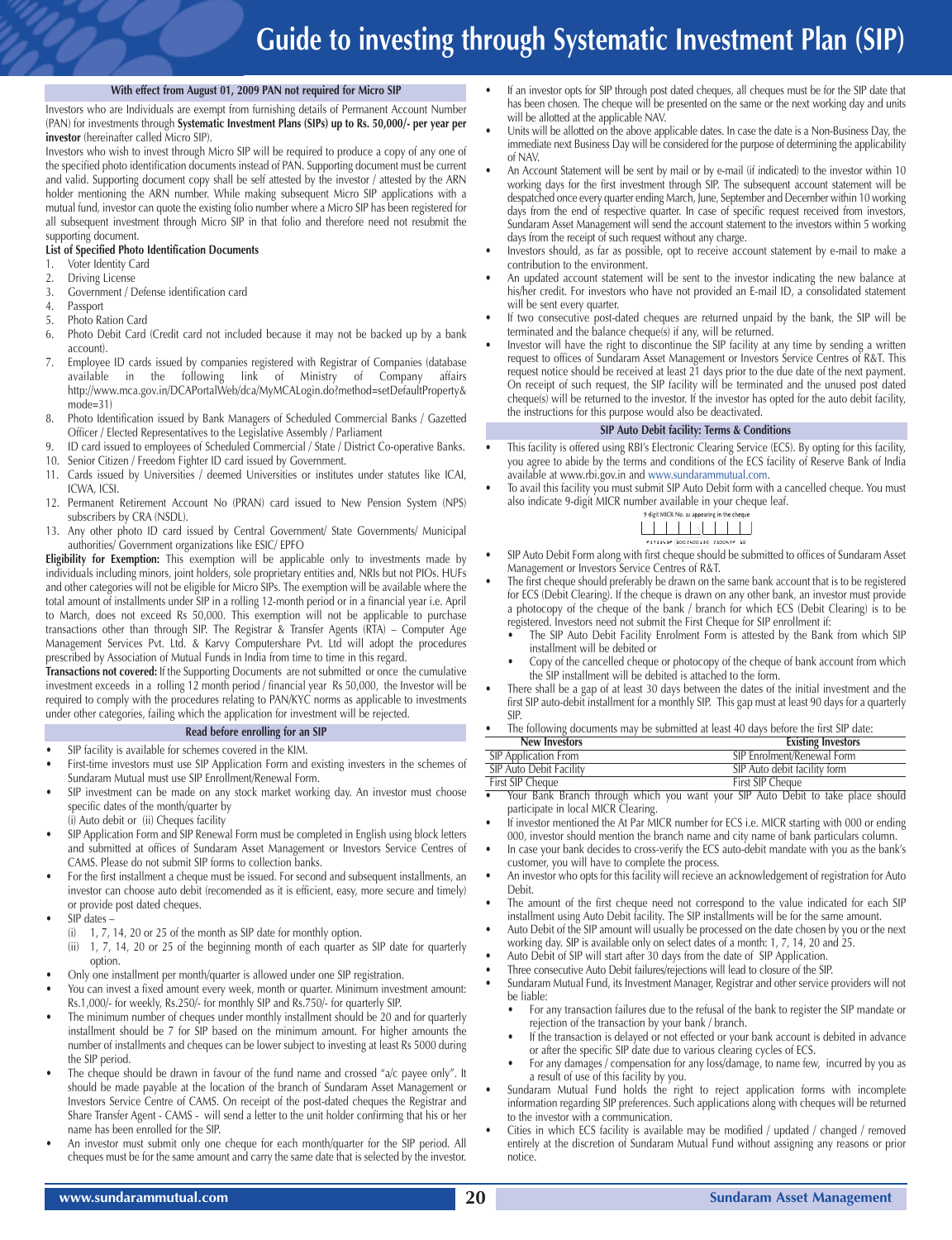# Guide to investing through Systematic Investment Plan (SIP)

### With effect from August 01, 2009 PAN not required for Micro SIP

Investors who are Individuals are exempt from furnishing details of Permanent Account Number (PAN) for investments through **Systematic Investment Plans (SIPs) up to Rs. 50,000/- per year per investor** (hereinafter called Micro SIP).

Investors who wish to invest through Micro SIP will be required to produce a copy of any one of the specified photo identification documents instead of PAN. Supporting document must be current and valid. Supporting document copy shall be self attested by the investor / attested by the ARN holder mentioning the ARN number. While making subsequent Micro SIP applications with a mutual fund, investor can quote the existing folio number where a Micro SIP has been registered for all subsequent investment through Micro SIP in that folio and therefore need not resubmit the supporting document.

**List of Specified Photo Identification Documents**

1. Voter Identity Card
2. Driving License
3. Government / Defense identification card
4. Passport
5. Photo Ration Card
6. Photo Debit Card (Credit card not included because it may not be backed up by a bank account).
7. Employee ID cards issued by companies registered with Registrar of Companies (database available in the following link of Ministry of Company affairs http://www.mca.gov.in/DCAPortalWeb/dca/MyMCALogin.do?method=setDefaultProperty&mode=31)
8. Photo Identification issued by Bank Managers of Scheduled Commercial Banks / Gazetted Officer / Elected Representatives to the Legislative Assembly / Parliament
9. ID card issued to employees of Scheduled Commercial / State / District Co-operative Banks.
10. Senior Citizen / Freedom Fighter ID card issued by Government.
11. Cards issued by Universities / deemed Universities or institutes under statutes like ICAI, ICWA, ICSI.
12. Permanent Retirement Account No (PRAN) card issued to New Pension System (NPS) subscribers by CRA (NSDL).
13. Any other photo ID card issued by Central Government/ State Governments/ Municipal authorities/ Government organizations like ESIC/ EPFO

**Eligibility for Exemption:** This exemption will be applicable only to investments made by individuals including minors, joint holders, sole proprietary entities and, NRIs but not PIOs. HUFs and other categories will not be eligible for Micro SIPs. The exemption will be available where the total amount of installments under SIP in a rolling 12-month period or in a financial year i.e. April to March, does not exceed Rs 50,000. This exemption will not be applicable to purchase transactions other than through SIP. The Registrar & Transfer Agents (RTA) – Computer Age Management Services Pvt. Ltd. & Karvy Computershare Pvt. Ltd will adopt the procedures prescribed by Association of Mutual Funds in India from time to time in this regard.

**Transactions not covered:** If the Supporting Documents are not submitted or once the cumulative investment exceeds in a rolling 12 month period / financial year Rs 50,000, the Investor will be required to comply with the procedures relating to PAN/KYC norms as applicable to investments under other categories, failing which the application for investment will be rejected.

### Read before enrolling for an SIP

- SIP facility is available for schemes covered in the KIM.
- First-time investors must use SIP Application Form and existing investers in the schemes of Sundaram Mutual must use SIP Enrollment/Renewal Form.
- SIP investment can be made on any stock market working day. An investor must choose specific dates of the month/quarter by
  (i) Auto debit or (ii) Cheques facility
- SIP Application Form and SIP Renewal Form must be completed in English using block letters and submitted at offices of Sundaram Asset Management or Investors Service Centres of CAMS. Please do not submit SIP forms to collection banks.
- For the first installment a cheque must be issued. For second and subsequent installments, an investor can choose auto debit (recomended as it is efficient, easy, more secure and timely) or provide post dated cheques.
- SIP dates –
  (i) 1, 7, 14, 20 or 25 of the month as SIP date for monthly option.
  (ii) 1, 7, 14, 20 or 25 of the beginning month of each quarter as SIP date for quarterly option.
- Only one installment per month/quarter is allowed under one SIP registration.
- You can invest a fixed amount every week, month or quarter. Minimum investment amount: Rs.1,000/- for weekly, Rs.250/- for monthly SIP and Rs.750/- for quarterly SIP.
- The minimum number of cheques under monthly installment should be 20 and for quarterly installment should be 7 for SIP based on the minimum amount. For higher amounts the number of installments and cheques can be lower subject to investing at least Rs 5000 during the SIP period.
- The cheque should be drawn in favour of the fund name and crossed "a/c payee only". It should be made payable at the location of the branch of Sundaram Asset Management or Investors Service Centre of CAMS. On receipt of the post-dated cheques the Registrar and Share Transfer Agent - CAMS - will send a letter to the unit holder confirming that his or her name has been enrolled for the SIP.
- An investor must submit only one cheque for each month/quarter for the SIP period. All cheques must be for the same amount and carry the same date that is selected by the investor.
- If an investor opts for SIP through post dated cheques, all cheques must be for the SIP date that has been chosen. The cheque will be presented on the same or the next working day and units will be allotted at the applicable NAV.
- Units will be allotted on the above applicable dates. In case the date is a Non-Business Day, the immediate next Business Day will be considered for the purpose of determining the applicability of NAV.
- An Account Statement will be sent by mail or by e-mail (if indicated) to the investor within 10 working days for the first investment through SIP. The subsequent account statement will be despatched once every quarter ending March, June, September and December within 10 working days from the end of respective quarter. In case of specific request received from investors, Sundaram Asset Management will send the account statement to the investors within 5 working days from the receipt of such request without any charge.
- Investors should, as far as possible, opt to receive account statement by e-mail to make a contribution to the environment.
- An updated account statement will be sent to the investor indicating the new balance at his/her credit. For investors who have not provided an E-mail ID, a consolidated statement will be sent every quarter.
- If two consecutive post-dated cheques are returned unpaid by the bank, the SIP will be terminated and the balance cheque(s) if any, will be returned.
- Investor will have the right to discontinue the SIP facility at any time by sending a written request to offices of Sundaram Asset Management or Investors Service Centres of R&T. This request notice should be received at least 21 days prior to the due date of the next payment. On receipt of such request, the SIP facility will be terminated and the unused post dated cheque(s) will be returned to the investor. If the investor has opted for the auto debit facility, the instructions for this purpose would also be deactivated.

### SIP Auto Debit facility: Terms & Conditions

- This facility is offered using RBI's Electronic Clearing Service (ECS). By opting for this facility, you agree to abide by the terms and conditions of the ECS facility of Reserve Bank of India available at www.rbi.gov.in and www.sundarammutual.com.
- To avail this facility you must submit SIP Auto Debit form with a cancelled cheque. You must also indicate 9-digit MICR number available in your cheque leaf.

9 digit MICR No. as appearing in the cheque

- SIP Auto Debit Form along with first cheque should be submitted to offices of Sundaram Asset Management or Investors Service Centres of R&T.
- The first cheque should preferably be drawn on the same bank account that is to be registered for ECS (Debit Clearing). If the cheque is drawn on any other bank, an investor must provide a photocopy of the cheque of the bank / branch for which ECS (Debit Clearing) is to be registered. Investors need not submit the First Cheque for SIP enrollment if:
  - The SIP Auto Debit Facility Enrolment Form is attested by the Bank from which SIP installment will be debited or
  - Copy of the cancelled cheque or photocopy of the cheque of bank account from which the SIP installment will be debited is attached to the form.
- There shall be a gap of at least 30 days between the dates of the initial investment and the first SIP auto-debit installment for a monthly SIP. This gap must at least 90 days for a quarterly SIP.
- The following documents may be submitted at least 40 days before the first SIP date:

| New Investors | Existing Investors |
|---|---|
| SIP Application From | SIP Enrolment/Renewal Form |
| SIP Auto Debit Facility | SIP Auto debit facility form |
| First SIP Cheque | First SIP Cheque |

- Your Bank Branch through which you want your SIP Auto Debit to take place should participate in local MICR Clearing.
- If investor mentioned the At Par MICR number for ECS i.e. MICR starting with 000 or ending 000, investor should mention the branch name and city name of bank particulars column.
- In case your bank decides to cross-verify the ECS auto-debit mandate with you as the bank's customer, you will have to complete the process.
- An investor who opts for this facility will recieve an acknowledgement of registration for Auto Debit.
- The amount of the first cheque need not correspond to the value indicated for each SIP installment using Auto Debit facility. The SIP installments will be for the same amount.
- Auto Debit of the SIP amount will usually be processed on the date chosen by you or the next working day. SIP is available only on select dates of a month: 1, 7, 14, 20 and 25.
- Auto Debit of SIP will start after 30 days from the date of SIP Application.
- Three consecutive Auto Debit failures/rejections will lead to closure of the SIP.
- Sundaram Mutual Fund, its Investment Manager, Registrar and other service providers will not be liable:
  - For any transaction failures due to the refusal of the bank to register the SIP mandate or rejection of the transaction by your bank / branch.
  - If the transaction is delayed or not effected or your bank account is debited in advance or after the specific SIP date due to various clearing cycles of ECS.
  - For any damages / compensation for any loss/damage, to name few, incurred by you as a result of use of this facility by you.
- Sundaram Mutual Fund holds the right to reject application forms with incomplete information regarding SIP preferences. Such applications along with cheques will be returned to the investor with a communication.
- Cities in which ECS facility is available may be modified / updated / changed / removed entirely at the discretion of Sundaram Mutual Fund without assigning any reasons or prior notice.